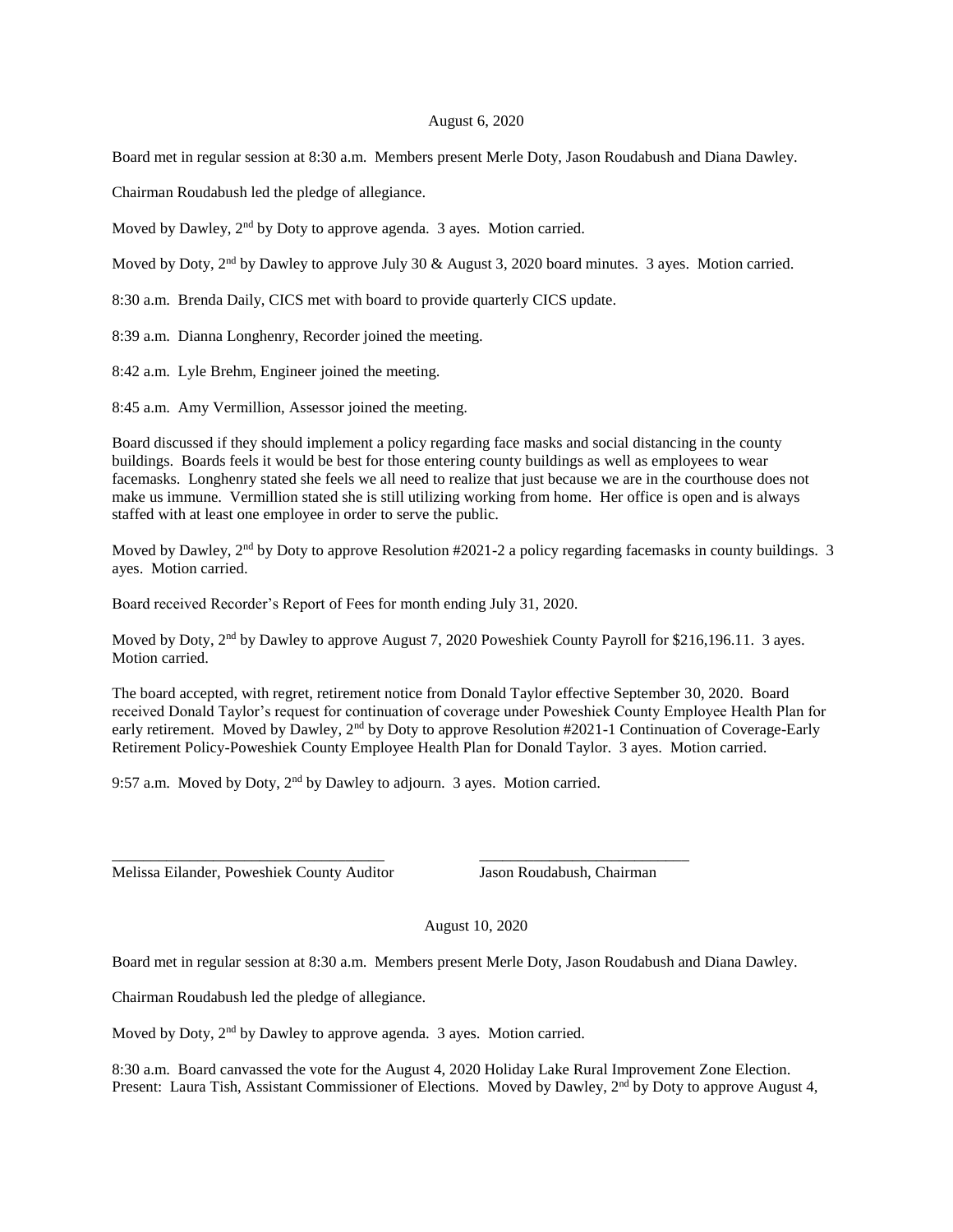August 6, 2020

Board met in regular session at 8:30 a.m. Members present Merle Doty, Jason Roudabush and Diana Dawley.

Chairman Roudabush led the pledge of allegiance.

Moved by Dawley, 2nd by Doty to approve agenda. 3 ayes. Motion carried.

Moved by Doty, 2nd by Dawley to approve July 30 & August 3, 2020 board minutes. 3 ayes. Motion carried.

8:30 a.m. Brenda Daily, CICS met with board to provide quarterly CICS update.

8:39 a.m. Dianna Longhenry, Recorder joined the meeting.

8:42 a.m. Lyle Brehm, Engineer joined the meeting.

8:45 a.m. Amy Vermillion, Assessor joined the meeting.

Board discussed if they should implement a policy regarding face masks and social distancing in the county buildings. Boards feels it would be best for those entering county buildings as well as employees to wear facemasks. Longhenry stated she feels we all need to realize that just because we are in the courthouse does not make us immune. Vermillion stated she is still utilizing working from home. Her office is open and is always staffed with at least one employee in order to serve the public.

Moved by Dawley, 2nd by Doty to approve Resolution #2021-2 a policy regarding facemasks in county buildings. 3 ayes. Motion carried.

Board received Recorder's Report of Fees for month ending July 31, 2020.

Moved by Doty, 2nd by Dawley to approve August 7, 2020 Poweshiek County Payroll for $216,196.11. 3 ayes. Motion carried.

The board accepted, with regret, retirement notice from Donald Taylor effective September 30, 2020. Board received Donald Taylor's request for continuation of coverage under Poweshiek County Employee Health Plan for early retirement. Moved by Dawley, 2nd by Doty to approve Resolution #2021-1 Continuation of Coverage-Early Retirement Policy-Poweshiek County Employee Health Plan for Donald Taylor. 3 ayes. Motion carried.

9:57 a.m. Moved by Doty, 2nd by Dawley to adjourn. 3 ayes. Motion carried.

\_\_\_\_\_\_\_\_\_\_\_\_\_\_\_\_\_\_\_\_\_\_\_\_\_\_\_\_\_\_\_\_\_\_\_ \_\_\_\_\_\_\_\_\_\_\_\_\_\_\_\_\_\_\_\_\_\_\_\_\_\_\_

Melissa Eilander, Poweshiek County Auditor Jason Roudabush, Chairman

August 10, 2020

Board met in regular session at 8:30 a.m. Members present Merle Doty, Jason Roudabush and Diana Dawley.

Chairman Roudabush led the pledge of allegiance.

Moved by Doty, 2nd by Dawley to approve agenda. 3 ayes. Motion carried.

8:30 a.m. Board canvassed the vote for the August 4, 2020 Holiday Lake Rural Improvement Zone Election. Present: Laura Tish, Assistant Commissioner of Elections. Moved by Dawley, 2nd by Doty to approve August 4,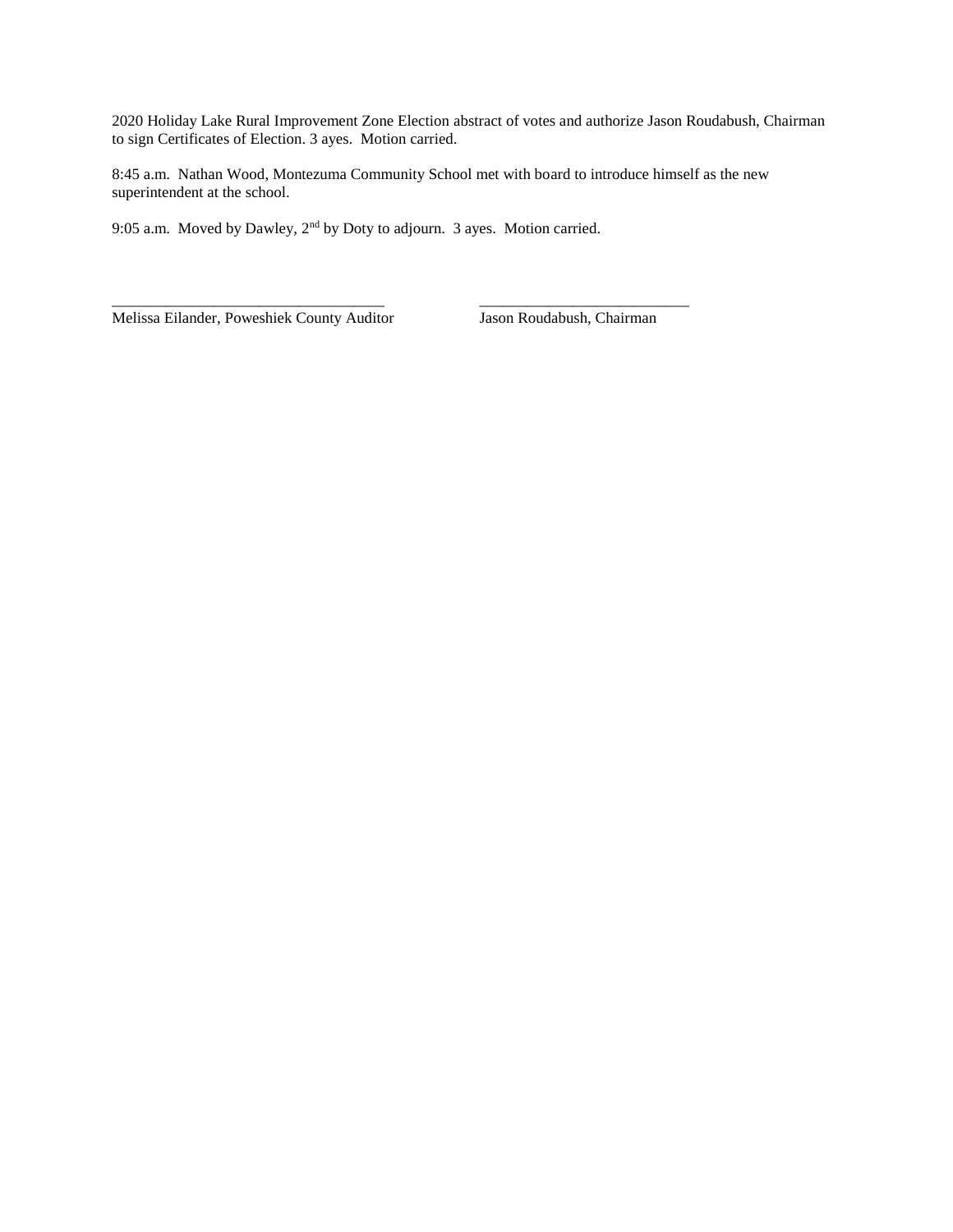2020 Holiday Lake Rural Improvement Zone Election abstract of votes and authorize Jason Roudabush, Chairman to sign Certificates of Election. 3 ayes. Motion carried.

8:45 a.m. Nathan Wood, Montezuma Community School met with board to introduce himself as the new superintendent at the school.

9:05 a.m. Moved by Dawley, 2nd by Doty to adjourn. 3 ayes. Motion carried.

| | |
|---|---|
| ___________________________________ | ___________________________ |
| Melissa Eilander, Poweshiek County Auditor | Jason Roudabush, Chairman |